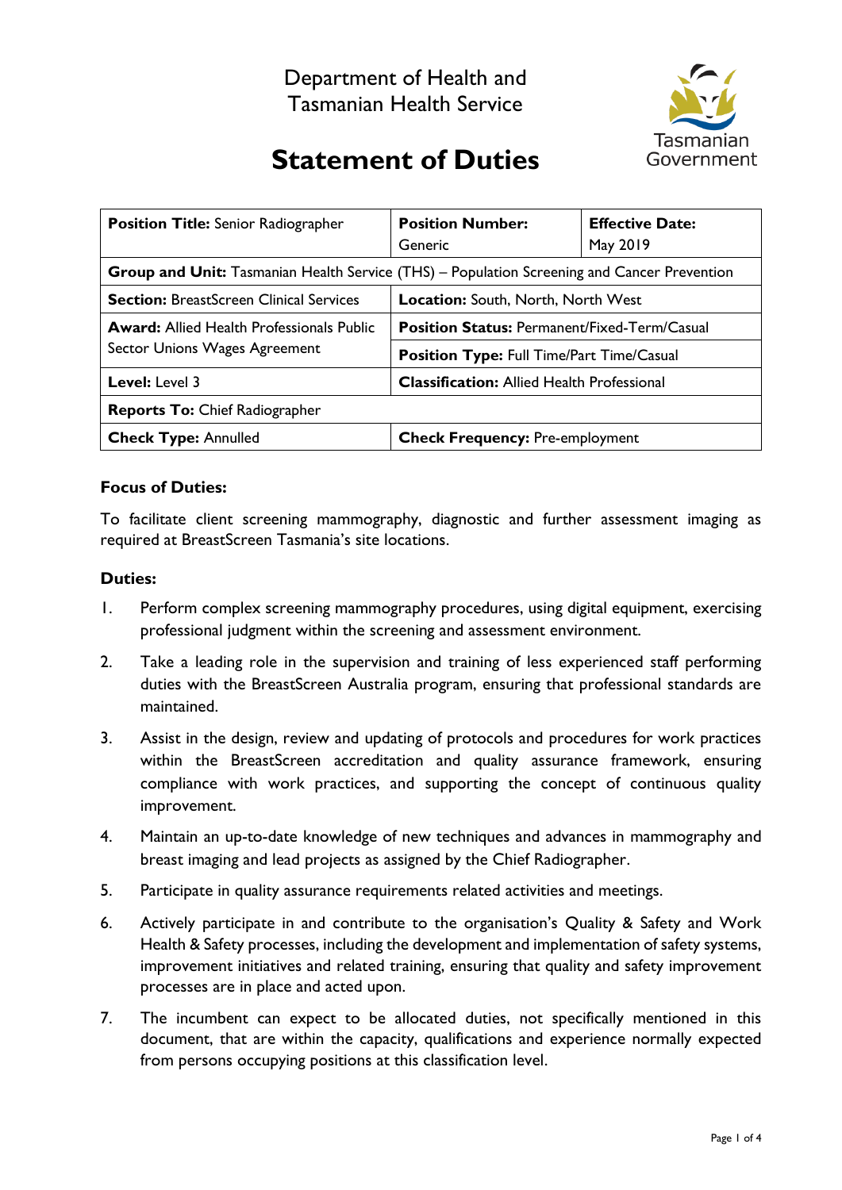Department of Health and Tasmanian Health Service

Tasmanian Government

# Statement of Duties

| **Position Title:** Senior Radiographer | **Position Number:** Generic | **Effective Date:** May 2019 |
|---|---|---|
| **Group and Unit:** Tasmanian Health Service (THS) – Population Screening and Cancer Prevention | | |
| **Section:** BreastScreen Clinical Services | **Location:** South, North, North West | |
| **Award:** Allied Health Professionals Public Sector Unions Wages Agreement | **Position Status:** Permanent/Fixed-Term/Casual | |
| | **Position Type:** Full Time/Part Time/Casual | |
| **Level:** Level 3 | **Classification:** Allied Health Professional | |
| **Reports To:** Chief Radiographer | | |
| **Check Type:** Annulled | **Check Frequency:** Pre-employment | |

### Focus of Duties:

To facilitate client screening mammography, diagnostic and further assessment imaging as required at BreastScreen Tasmania's site locations.

### Duties:

1. Perform complex screening mammography procedures, using digital equipment, exercising professional judgment within the screening and assessment environment.
2. Take a leading role in the supervision and training of less experienced staff performing duties with the BreastScreen Australia program, ensuring that professional standards are maintained.
3. Assist in the design, review and updating of protocols and procedures for work practices within the BreastScreen accreditation and quality assurance framework, ensuring compliance with work practices, and supporting the concept of continuous quality improvement.
4. Maintain an up-to-date knowledge of new techniques and advances in mammography and breast imaging and lead projects as assigned by the Chief Radiographer.
5. Participate in quality assurance requirements related activities and meetings.
6. Actively participate in and contribute to the organisation's Quality & Safety and Work Health & Safety processes, including the development and implementation of safety systems, improvement initiatives and related training, ensuring that quality and safety improvement processes are in place and acted upon.
7. The incumbent can expect to be allocated duties, not specifically mentioned in this document, that are within the capacity, qualifications and experience normally expected from persons occupying positions at this classification level.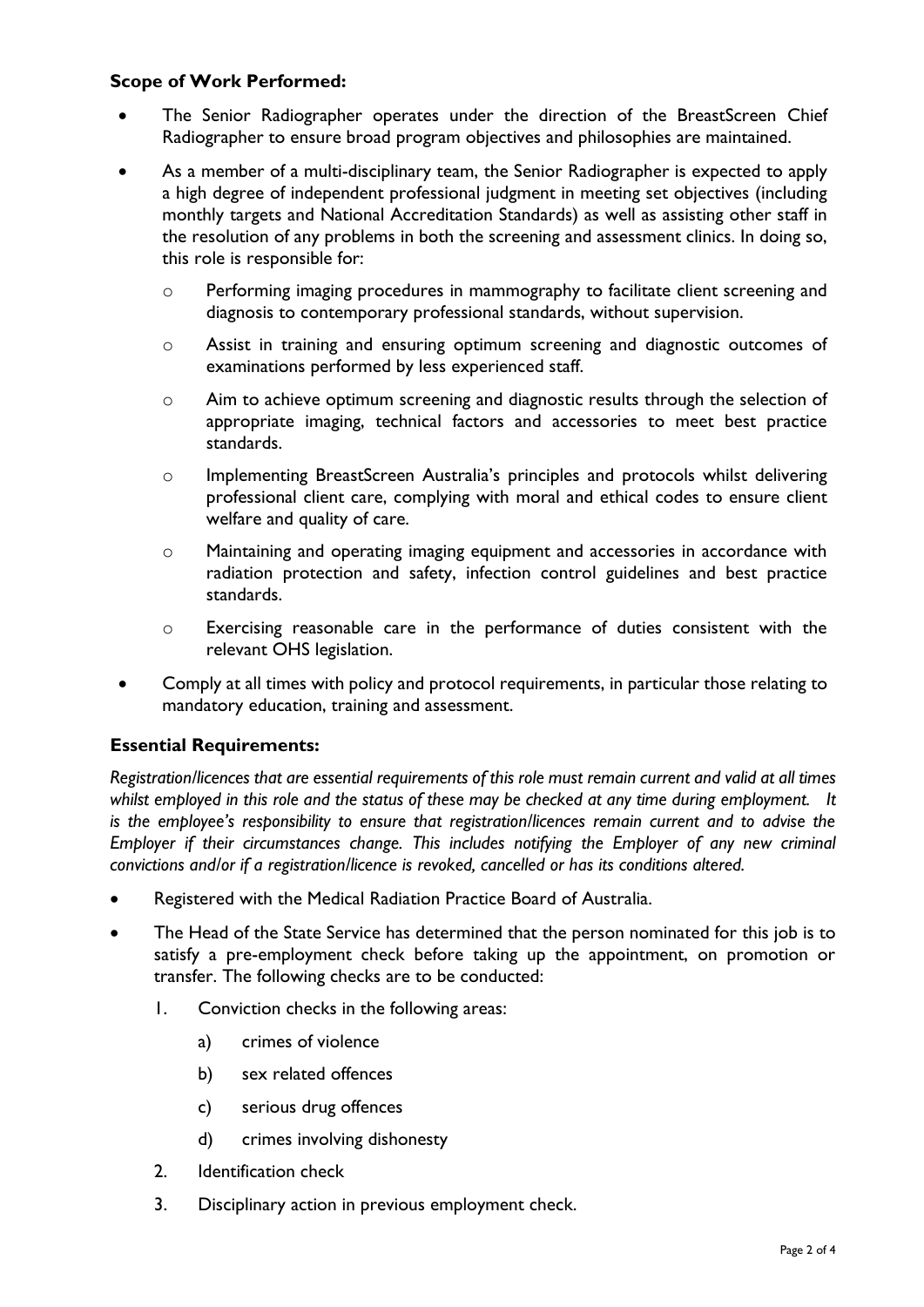**Scope of Work Performed:**

- The Senior Radiographer operates under the direction of the BreastScreen Chief Radiographer to ensure broad program objectives and philosophies are maintained.
- As a member of a multi-disciplinary team, the Senior Radiographer is expected to apply a high degree of independent professional judgment in meeting set objectives (including monthly targets and National Accreditation Standards) as well as assisting other staff in the resolution of any problems in both the screening and assessment clinics. In doing so, this role is responsible for:
  - Performing imaging procedures in mammography to facilitate client screening and diagnosis to contemporary professional standards, without supervision.
  - Assist in training and ensuring optimum screening and diagnostic outcomes of examinations performed by less experienced staff.
  - Aim to achieve optimum screening and diagnostic results through the selection of appropriate imaging, technical factors and accessories to meet best practice standards.
  - Implementing BreastScreen Australia's principles and protocols whilst delivering professional client care, complying with moral and ethical codes to ensure client welfare and quality of care.
  - Maintaining and operating imaging equipment and accessories in accordance with radiation protection and safety, infection control guidelines and best practice standards.
  - Exercising reasonable care in the performance of duties consistent with the relevant OHS legislation.
- Comply at all times with policy and protocol requirements, in particular those relating to mandatory education, training and assessment.

**Essential Requirements:**

*Registration/licences that are essential requirements of this role must remain current and valid at all times whilst employed in this role and the status of these may be checked at any time during employment. It is the employee's responsibility to ensure that registration/licences remain current and to advise the Employer if their circumstances change. This includes notifying the Employer of any new criminal convictions and/or if a registration/licence is revoked, cancelled or has its conditions altered.*

- Registered with the Medical Radiation Practice Board of Australia.
- The Head of the State Service has determined that the person nominated for this job is to satisfy a pre-employment check before taking up the appointment, on promotion or transfer. The following checks are to be conducted:
  1. Conviction checks in the following areas:
     a) crimes of violence
     b) sex related offences
     c) serious drug offences
     d) crimes involving dishonesty
  2. Identification check
  3. Disciplinary action in previous employment check.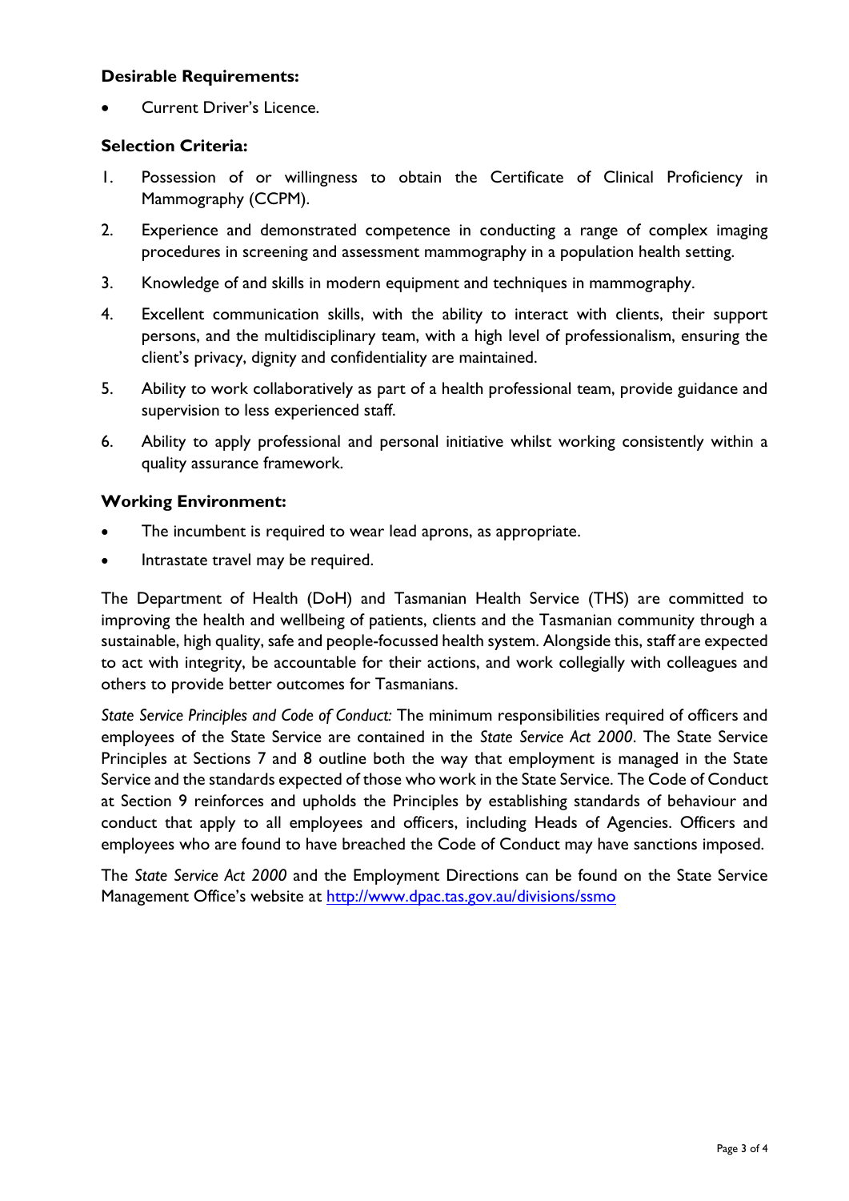### Desirable Requirements:

- Current Driver's Licence.

### Selection Criteria:

1. Possession of or willingness to obtain the Certificate of Clinical Proficiency in Mammography (CCPM).
2. Experience and demonstrated competence in conducting a range of complex imaging procedures in screening and assessment mammography in a population health setting.
3. Knowledge of and skills in modern equipment and techniques in mammography.
4. Excellent communication skills, with the ability to interact with clients, their support persons, and the multidisciplinary team, with a high level of professionalism, ensuring the client's privacy, dignity and confidentiality are maintained.
5. Ability to work collaboratively as part of a health professional team, provide guidance and supervision to less experienced staff.
6. Ability to apply professional and personal initiative whilst working consistently within a quality assurance framework.

### Working Environment:

- The incumbent is required to wear lead aprons, as appropriate.
- Intrastate travel may be required.

The Department of Health (DoH) and Tasmanian Health Service (THS) are committed to improving the health and wellbeing of patients, clients and the Tasmanian community through a sustainable, high quality, safe and people-focussed health system. Alongside this, staff are expected to act with integrity, be accountable for their actions, and work collegially with colleagues and others to provide better outcomes for Tasmanians.

*State Service Principles and Code of Conduct:* The minimum responsibilities required of officers and employees of the State Service are contained in the *State Service Act 2000*. The State Service Principles at Sections 7 and 8 outline both the way that employment is managed in the State Service and the standards expected of those who work in the State Service. The Code of Conduct at Section 9 reinforces and upholds the Principles by establishing standards of behaviour and conduct that apply to all employees and officers, including Heads of Agencies. Officers and employees who are found to have breached the Code of Conduct may have sanctions imposed.

The *State Service Act 2000* and the Employment Directions can be found on the State Service Management Office's website at http://www.dpac.tas.gov.au/divisions/ssmo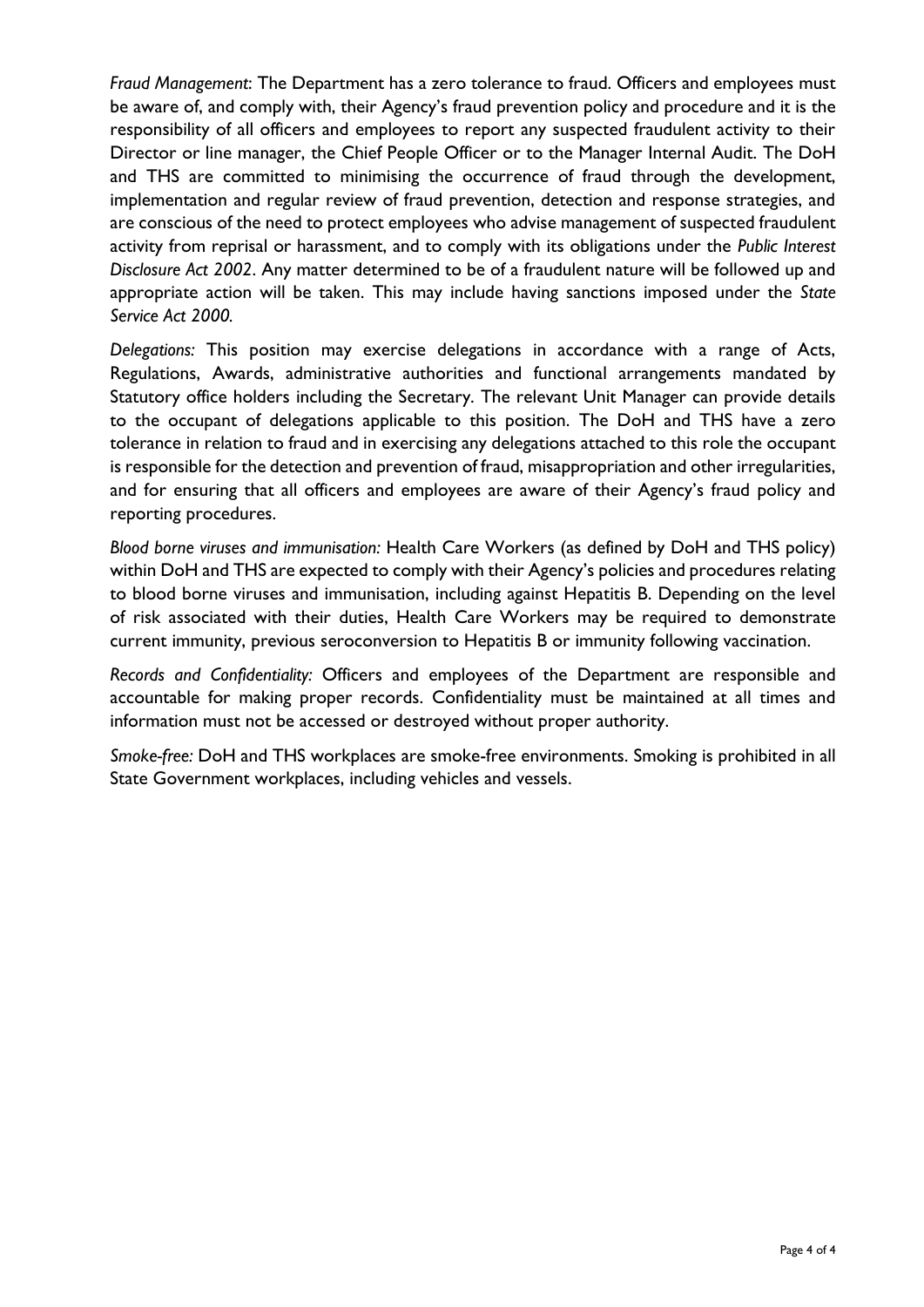*Fraud Management*: The Department has a zero tolerance to fraud. Officers and employees must be aware of, and comply with, their Agency's fraud prevention policy and procedure and it is the responsibility of all officers and employees to report any suspected fraudulent activity to their Director or line manager, the Chief People Officer or to the Manager Internal Audit. The DoH and THS are committed to minimising the occurrence of fraud through the development, implementation and regular review of fraud prevention, detection and response strategies, and are conscious of the need to protect employees who advise management of suspected fraudulent activity from reprisal or harassment, and to comply with its obligations under the *Public Interest Disclosure Act 2002*. Any matter determined to be of a fraudulent nature will be followed up and appropriate action will be taken. This may include having sanctions imposed under the *State Service Act 2000*.

*Delegations:* This position may exercise delegations in accordance with a range of Acts, Regulations, Awards, administrative authorities and functional arrangements mandated by Statutory office holders including the Secretary. The relevant Unit Manager can provide details to the occupant of delegations applicable to this position. The DoH and THS have a zero tolerance in relation to fraud and in exercising any delegations attached to this role the occupant is responsible for the detection and prevention of fraud, misappropriation and other irregularities, and for ensuring that all officers and employees are aware of their Agency's fraud policy and reporting procedures.

*Blood borne viruses and immunisation:* Health Care Workers (as defined by DoH and THS policy) within DoH and THS are expected to comply with their Agency's policies and procedures relating to blood borne viruses and immunisation, including against Hepatitis B. Depending on the level of risk associated with their duties, Health Care Workers may be required to demonstrate current immunity, previous seroconversion to Hepatitis B or immunity following vaccination.

*Records and Confidentiality:* Officers and employees of the Department are responsible and accountable for making proper records. Confidentiality must be maintained at all times and information must not be accessed or destroyed without proper authority.

*Smoke-free:* DoH and THS workplaces are smoke-free environments. Smoking is prohibited in all State Government workplaces, including vehicles and vessels.